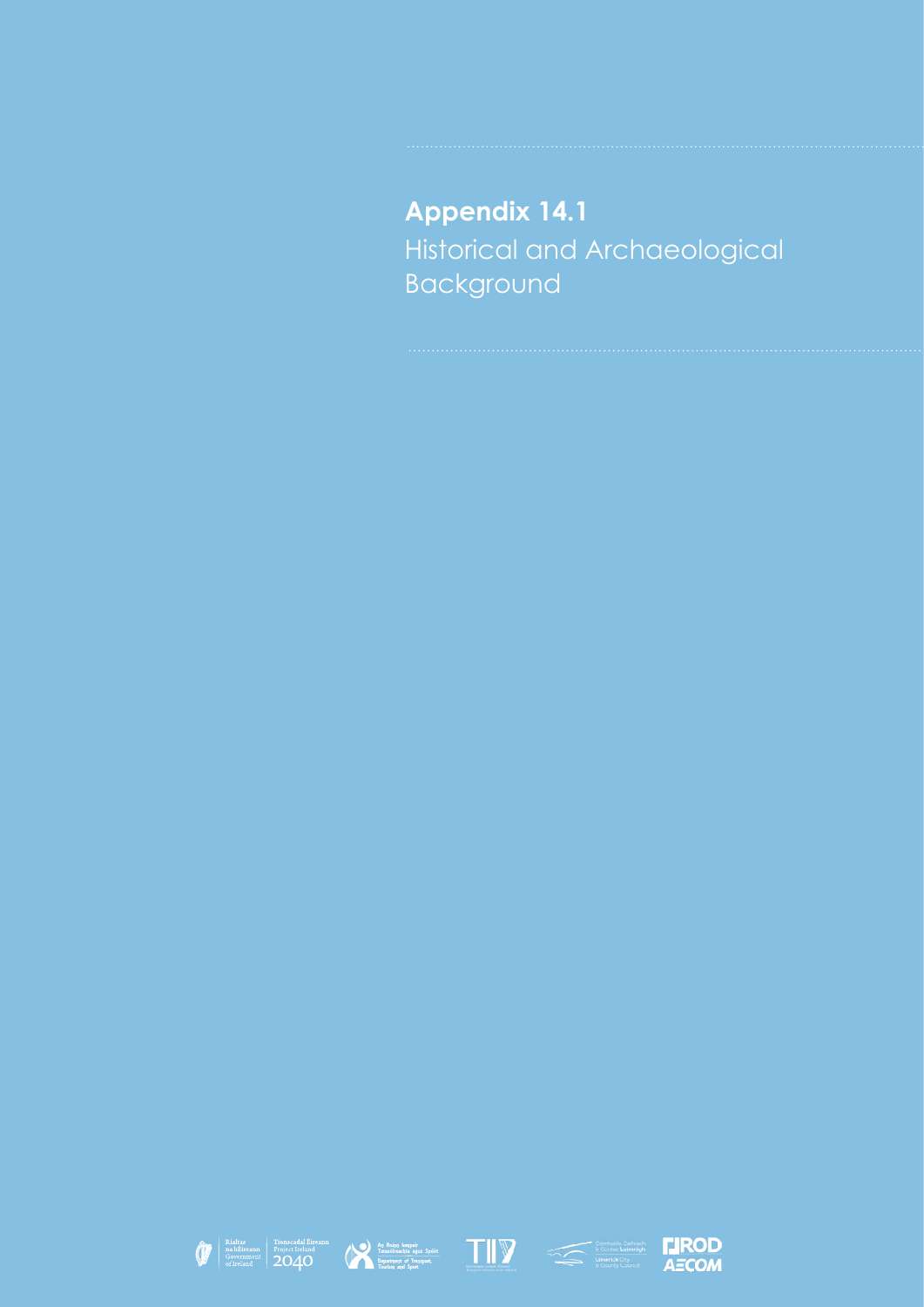# Appendix 14.1

Historical and Archaeological Background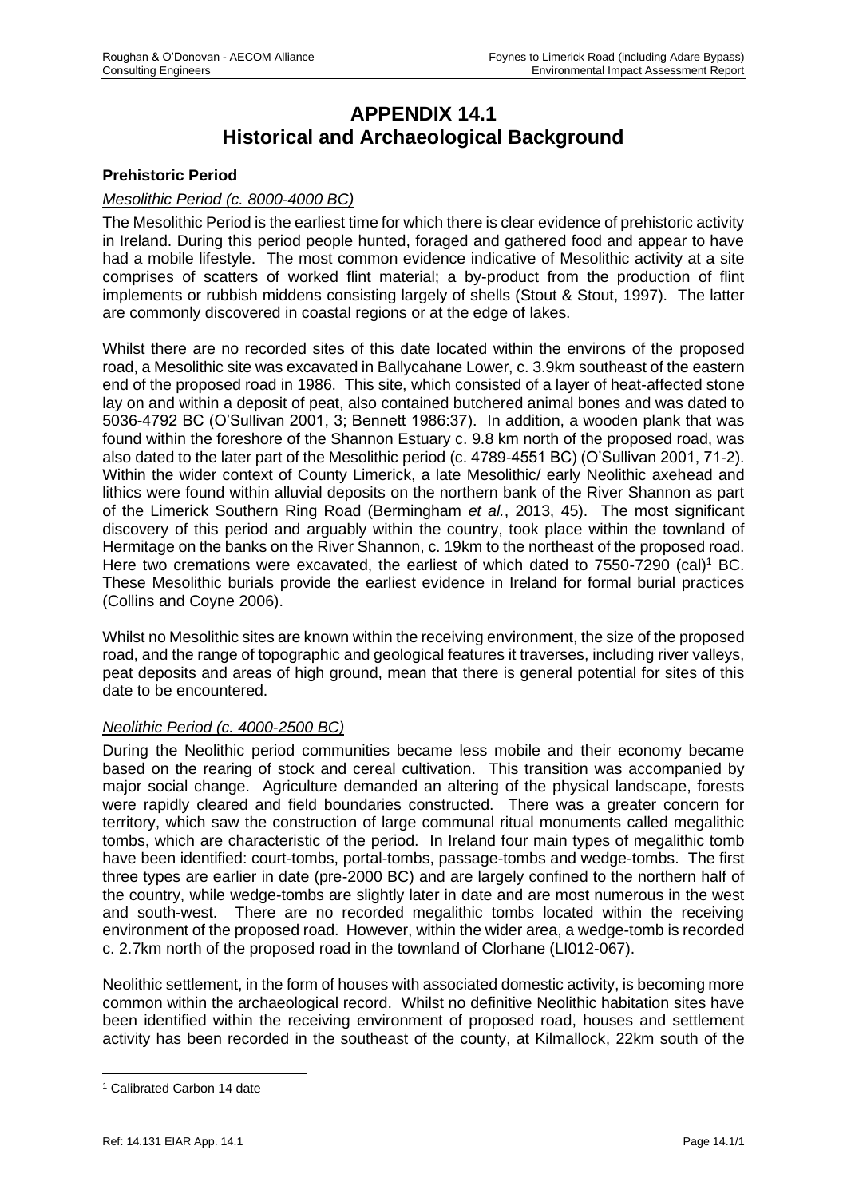# APPENDIX 14.1
# Historical and Archaeological Background

### Prehistoric Period

*Mesolithic Period (c. 8000-4000 BC)*

The Mesolithic Period is the earliest time for which there is clear evidence of prehistoric activity in Ireland. During this period people hunted, foraged and gathered food and appear to have had a mobile lifestyle. The most common evidence indicative of Mesolithic activity at a site comprises of scatters of worked flint material; a by-product from the production of flint implements or rubbish middens consisting largely of shells (Stout & Stout, 1997). The latter are commonly discovered in coastal regions or at the edge of lakes.

Whilst there are no recorded sites of this date located within the environs of the proposed road, a Mesolithic site was excavated in Ballycahane Lower, c. 3.9km southeast of the eastern end of the proposed road in 1986. This site, which consisted of a layer of heat-affected stone lay on and within a deposit of peat, also contained butchered animal bones and was dated to 5036-4792 BC (O'Sullivan 2001, 3; Bennett 1986:37). In addition, a wooden plank that was found within the foreshore of the Shannon Estuary c. 9.8 km north of the proposed road, was also dated to the later part of the Mesolithic period (c. 4789-4551 BC) (O'Sullivan 2001, 71-2). Within the wider context of County Limerick, a late Mesolithic/ early Neolithic axehead and lithics were found within alluvial deposits on the northern bank of the River Shannon as part of the Limerick Southern Ring Road (Bermingham *et al.*, 2013, 45). The most significant discovery of this period and arguably within the country, took place within the townland of Hermitage on the banks on the River Shannon, c. 19km to the northeast of the proposed road. Here two cremations were excavated, the earliest of which dated to 7550-7290 (cal)[1] BC. These Mesolithic burials provide the earliest evidence in Ireland for formal burial practices (Collins and Coyne 2006).

Whilst no Mesolithic sites are known within the receiving environment, the size of the proposed road, and the range of topographic and geological features it traverses, including river valleys, peat deposits and areas of high ground, mean that there is general potential for sites of this date to be encountered.

*Neolithic Period (c. 4000-2500 BC)*

During the Neolithic period communities became less mobile and their economy became based on the rearing of stock and cereal cultivation. This transition was accompanied by major social change. Agriculture demanded an altering of the physical landscape, forests were rapidly cleared and field boundaries constructed. There was a greater concern for territory, which saw the construction of large communal ritual monuments called megalithic tombs, which are characteristic of the period. In Ireland four main types of megalithic tomb have been identified: court-tombs, portal-tombs, passage-tombs and wedge-tombs. The first three types are earlier in date (pre-2000 BC) and are largely confined to the northern half of the country, while wedge-tombs are slightly later in date and are most numerous in the west and south-west. There are no recorded megalithic tombs located within the receiving environment of the proposed road. However, within the wider area, a wedge-tomb is recorded c. 2.7km north of the proposed road in the townland of Clorhane (LI012-067).

Neolithic settlement, in the form of houses with associated domestic activity, is becoming more common within the archaeological record. Whilst no definitive Neolithic habitation sites have been identified within the receiving environment of proposed road, houses and settlement activity has been recorded in the southeast of the county, at Kilmallock, 22km south of the

[1] Calibrated Carbon 14 date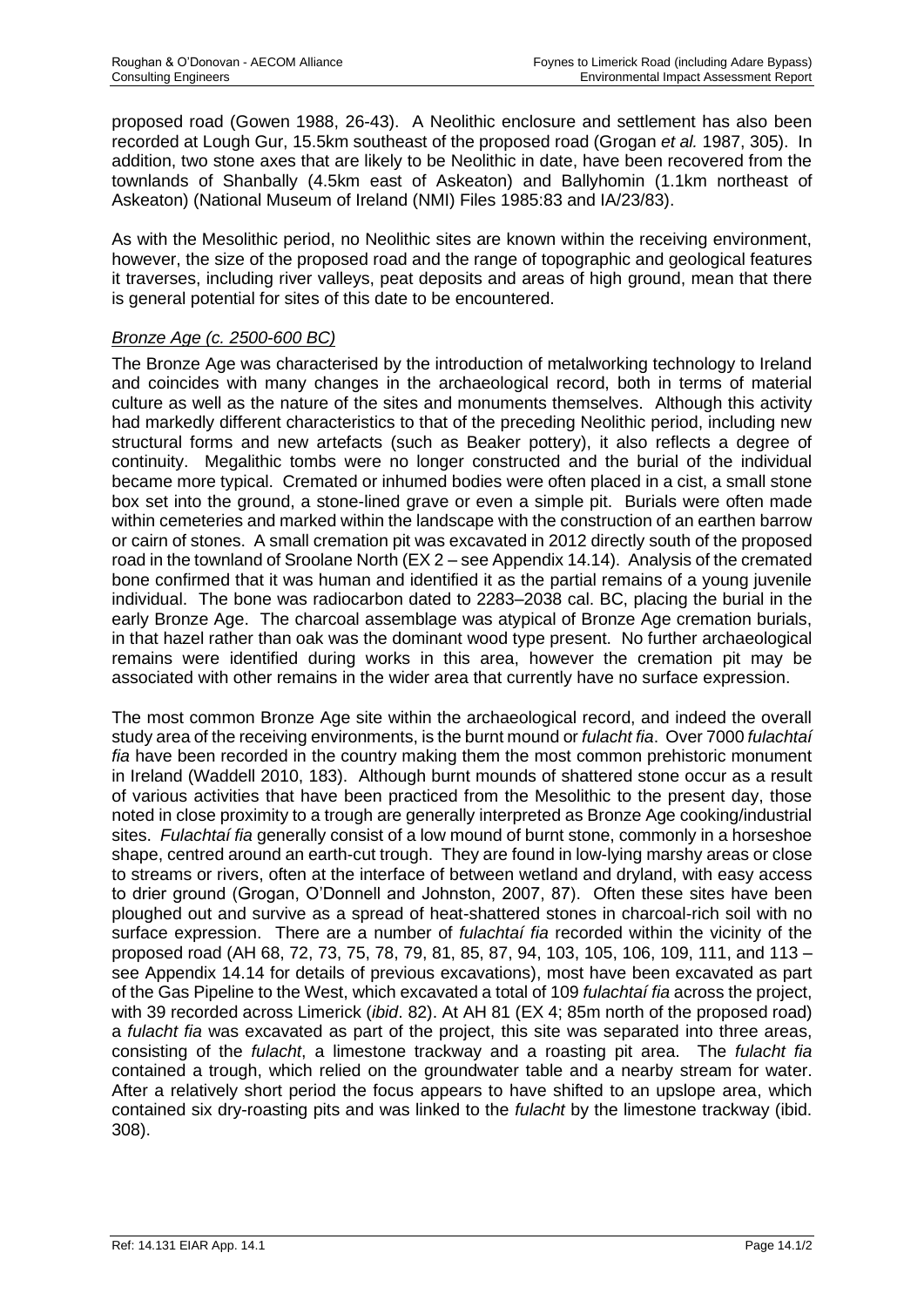proposed road (Gowen 1988, 26-43). A Neolithic enclosure and settlement has also been recorded at Lough Gur, 15.5km southeast of the proposed road (Grogan *et al.* 1987, 305). In addition, two stone axes that are likely to be Neolithic in date, have been recovered from the townlands of Shanbally (4.5km east of Askeaton) and Ballyhomin (1.1km northeast of Askeaton) (National Museum of Ireland (NMI) Files 1985:83 and IA/23/83).

As with the Mesolithic period, no Neolithic sites are known within the receiving environment, however, the size of the proposed road and the range of topographic and geological features it traverses, including river valleys, peat deposits and areas of high ground, mean that there is general potential for sites of this date to be encountered.

### *Bronze Age (c. 2500-600 BC)*

The Bronze Age was characterised by the introduction of metalworking technology to Ireland and coincides with many changes in the archaeological record, both in terms of material culture as well as the nature of the sites and monuments themselves. Although this activity had markedly different characteristics to that of the preceding Neolithic period, including new structural forms and new artefacts (such as Beaker pottery), it also reflects a degree of continuity. Megalithic tombs were no longer constructed and the burial of the individual became more typical. Cremated or inhumed bodies were often placed in a cist, a small stone box set into the ground, a stone-lined grave or even a simple pit. Burials were often made within cemeteries and marked within the landscape with the construction of an earthen barrow or cairn of stones. A small cremation pit was excavated in 2012 directly south of the proposed road in the townland of Sroolane North (EX 2 – see Appendix 14.14). Analysis of the cremated bone confirmed that it was human and identified it as the partial remains of a young juvenile individual. The bone was radiocarbon dated to 2283–2038 cal. BC, placing the burial in the early Bronze Age. The charcoal assemblage was atypical of Bronze Age cremation burials, in that hazel rather than oak was the dominant wood type present. No further archaeological remains were identified during works in this area, however the cremation pit may be associated with other remains in the wider area that currently have no surface expression.

The most common Bronze Age site within the archaeological record, and indeed the overall study area of the receiving environments, is the burnt mound or *fulacht fia*. Over 7000 *fulachtaí fia* have been recorded in the country making them the most common prehistoric monument in Ireland (Waddell 2010, 183). Although burnt mounds of shattered stone occur as a result of various activities that have been practiced from the Mesolithic to the present day, those noted in close proximity to a trough are generally interpreted as Bronze Age cooking/industrial sites. *Fulachtaí fia* generally consist of a low mound of burnt stone, commonly in a horseshoe shape, centred around an earth-cut trough. They are found in low-lying marshy areas or close to streams or rivers, often at the interface of between wetland and dryland, with easy access to drier ground (Grogan, O'Donnell and Johnston, 2007, 87). Often these sites have been ploughed out and survive as a spread of heat-shattered stones in charcoal-rich soil with no surface expression. There are a number of *fulachtaí fia* recorded within the vicinity of the proposed road (AH 68, 72, 73, 75, 78, 79, 81, 85, 87, 94, 103, 105, 106, 109, 111, and 113 – see Appendix 14.14 for details of previous excavations), most have been excavated as part of the Gas Pipeline to the West, which excavated a total of 109 *fulachtaí fia* across the project, with 39 recorded across Limerick (*ibid*. 82). At AH 81 (EX 4; 85m north of the proposed road) a *fulacht fia* was excavated as part of the project, this site was separated into three areas, consisting of the *fulacht*, a limestone trackway and a roasting pit area. The *fulacht fia* contained a trough, which relied on the groundwater table and a nearby stream for water. After a relatively short period the focus appears to have shifted to an upslope area, which contained six dry-roasting pits and was linked to the *fulacht* by the limestone trackway (ibid. 308).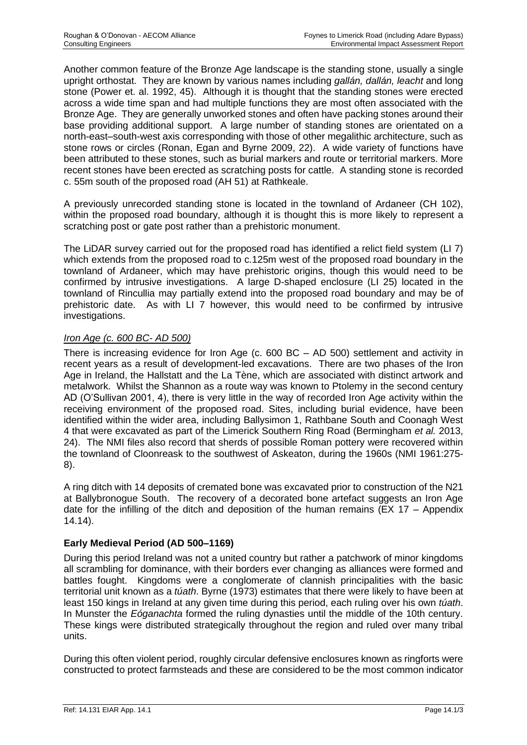Another common feature of the Bronze Age landscape is the standing stone, usually a single upright orthostat. They are known by various names including *gallán, dallán, leacht* and long stone (Power et. al. 1992, 45). Although it is thought that the standing stones were erected across a wide time span and had multiple functions they are most often associated with the Bronze Age. They are generally unworked stones and often have packing stones around their base providing additional support. A large number of standing stones are orientated on a north-east–south-west axis corresponding with those of other megalithic architecture, such as stone rows or circles (Ronan, Egan and Byrne 2009, 22). A wide variety of functions have been attributed to these stones, such as burial markers and route or territorial markers. More recent stones have been erected as scratching posts for cattle. A standing stone is recorded c. 55m south of the proposed road (AH 51) at Rathkeale.

A previously unrecorded standing stone is located in the townland of Ardaneer (CH 102), within the proposed road boundary, although it is thought this is more likely to represent a scratching post or gate post rather than a prehistoric monument.

The LiDAR survey carried out for the proposed road has identified a relict field system (LI 7) which extends from the proposed road to c.125m west of the proposed road boundary in the townland of Ardaneer, which may have prehistoric origins, though this would need to be confirmed by intrusive investigations. A large D-shaped enclosure (LI 25) located in the townland of Rincullia may partially extend into the proposed road boundary and may be of prehistoric date. As with LI 7 however, this would need to be confirmed by intrusive investigations.

*Iron Age (c. 600 BC- AD 500)*

There is increasing evidence for Iron Age (c. 600 BC – AD 500) settlement and activity in recent years as a result of development-led excavations. There are two phases of the Iron Age in Ireland, the Hallstatt and the La Tène, which are associated with distinct artwork and metalwork. Whilst the Shannon as a route way was known to Ptolemy in the second century AD (O'Sullivan 2001, 4), there is very little in the way of recorded Iron Age activity within the receiving environment of the proposed road. Sites, including burial evidence, have been identified within the wider area, including Ballysimon 1, Rathbane South and Coonagh West 4 that were excavated as part of the Limerick Southern Ring Road (Bermingham *et al.* 2013, 24). The NMI files also record that sherds of possible Roman pottery were recovered within the townland of Cloonreask to the southwest of Askeaton, during the 1960s (NMI 1961:275-8).

A ring ditch with 14 deposits of cremated bone was excavated prior to construction of the N21 at Ballybronogue South. The recovery of a decorated bone artefact suggests an Iron Age date for the infilling of the ditch and deposition of the human remains (EX 17 – Appendix 14.14).

**Early Medieval Period (AD 500–1169)**

During this period Ireland was not a united country but rather a patchwork of minor kingdoms all scrambling for dominance, with their borders ever changing as alliances were formed and battles fought. Kingdoms were a conglomerate of clannish principalities with the basic territorial unit known as a *túath*. Byrne (1973) estimates that there were likely to have been at least 150 kings in Ireland at any given time during this period, each ruling over his own *túath*. In Munster the *Eóganachta* formed the ruling dynasties until the middle of the 10th century. These kings were distributed strategically throughout the region and ruled over many tribal units.

During this often violent period, roughly circular defensive enclosures known as ringforts were constructed to protect farmsteads and these are considered to be the most common indicator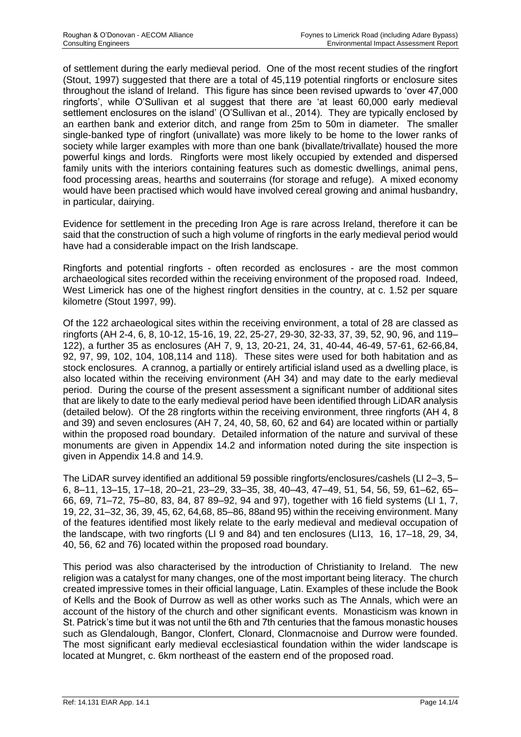of settlement during the early medieval period. One of the most recent studies of the ringfort (Stout, 1997) suggested that there are a total of 45,119 potential ringforts or enclosure sites throughout the island of Ireland. This figure has since been revised upwards to 'over 47,000 ringforts', while O'Sullivan et al suggest that there are 'at least 60,000 early medieval settlement enclosures on the island' (O'Sullivan et al., 2014). They are typically enclosed by an earthen bank and exterior ditch, and range from 25m to 50m in diameter. The smaller single-banked type of ringfort (univallate) was more likely to be home to the lower ranks of society while larger examples with more than one bank (bivallate/trivallate) housed the more powerful kings and lords. Ringforts were most likely occupied by extended and dispersed family units with the interiors containing features such as domestic dwellings, animal pens, food processing areas, hearths and souterrains (for storage and refuge). A mixed economy would have been practised which would have involved cereal growing and animal husbandry, in particular, dairying.

Evidence for settlement in the preceding Iron Age is rare across Ireland, therefore it can be said that the construction of such a high volume of ringforts in the early medieval period would have had a considerable impact on the Irish landscape.

Ringforts and potential ringforts - often recorded as enclosures - are the most common archaeological sites recorded within the receiving environment of the proposed road. Indeed, West Limerick has one of the highest ringfort densities in the country, at c. 1.52 per square kilometre (Stout 1997, 99).

Of the 122 archaeological sites within the receiving environment, a total of 28 are classed as ringforts (AH 2-4, 6, 8, 10-12, 15-16, 19, 22, 25-27, 29-30, 32-33, 37, 39, 52, 90, 96, and 119–122), a further 35 as enclosures (AH 7, 9, 13, 20-21, 24, 31, 40-44, 46-49, 57-61, 62-66,84, 92, 97, 99, 102, 104, 108,114 and 118). These sites were used for both habitation and as stock enclosures. A crannog, a partially or entirely artificial island used as a dwelling place, is also located within the receiving environment (AH 34) and may date to the early medieval period. During the course of the present assessment a significant number of additional sites that are likely to date to the early medieval period have been identified through LiDAR analysis (detailed below). Of the 28 ringforts within the receiving environment, three ringforts (AH 4, 8 and 39) and seven enclosures (AH 7, 24, 40, 58, 60, 62 and 64) are located within or partially within the proposed road boundary. Detailed information of the nature and survival of these monuments are given in Appendix 14.2 and information noted during the site inspection is given in Appendix 14.8 and 14.9.

The LiDAR survey identified an additional 59 possible ringforts/enclosures/cashels (LI 2–3, 5–6, 8–11, 13–15, 17–18, 20–21, 23–29, 33–35, 38, 40–43, 47–49, 51, 54, 56, 59, 61–62, 65–66, 69, 71–72, 75–80, 83, 84, 87 89–92, 94 and 97), together with 16 field systems (LI 1, 7, 19, 22, 31–32, 36, 39, 45, 62, 64,68, 85–86, 88and 95) within the receiving environment. Many of the features identified most likely relate to the early medieval and medieval occupation of the landscape, with two ringforts (LI 9 and 84) and ten enclosures (LI13, 16, 17–18, 29, 34, 40, 56, 62 and 76) located within the proposed road boundary.

This period was also characterised by the introduction of Christianity to Ireland. The new religion was a catalyst for many changes, one of the most important being literacy. The church created impressive tomes in their official language, Latin. Examples of these include the Book of Kells and the Book of Durrow as well as other works such as The Annals, which were an account of the history of the church and other significant events. Monasticism was known in St. Patrick's time but it was not until the 6th and 7th centuries that the famous monastic houses such as Glendalough, Bangor, Clonfert, Clonard, Clonmacnoise and Durrow were founded. The most significant early medieval ecclesiastical foundation within the wider landscape is located at Mungret, c. 6km northeast of the eastern end of the proposed road.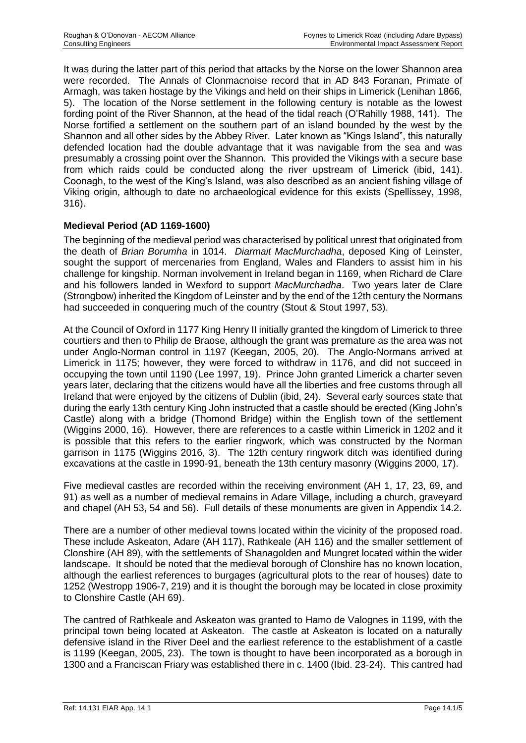It was during the latter part of this period that attacks by the Norse on the lower Shannon area were recorded. The Annals of Clonmacnoise record that in AD 843 Foranan, Primate of Armagh, was taken hostage by the Vikings and held on their ships in Limerick (Lenihan 1866, 5). The location of the Norse settlement in the following century is notable as the lowest fording point of the River Shannon, at the head of the tidal reach (O'Rahilly 1988, 141). The Norse fortified a settlement on the southern part of an island bounded by the west by the Shannon and all other sides by the Abbey River. Later known as "Kings Island", this naturally defended location had the double advantage that it was navigable from the sea and was presumably a crossing point over the Shannon. This provided the Vikings with a secure base from which raids could be conducted along the river upstream of Limerick (ibid, 141). Coonagh, to the west of the King's Island, was also described as an ancient fishing village of Viking origin, although to date no archaeological evidence for this exists (Spellissey, 1998, 316).

**Medieval Period (AD 1169-1600)**

The beginning of the medieval period was characterised by political unrest that originated from the death of *Brian Borumha* in 1014. *Diarmait MacMurchadha*, deposed King of Leinster, sought the support of mercenaries from England, Wales and Flanders to assist him in his challenge for kingship. Norman involvement in Ireland began in 1169, when Richard de Clare and his followers landed in Wexford to support *MacMurchadha*. Two years later de Clare (Strongbow) inherited the Kingdom of Leinster and by the end of the 12th century the Normans had succeeded in conquering much of the country (Stout & Stout 1997, 53).

At the Council of Oxford in 1177 King Henry II initially granted the kingdom of Limerick to three courtiers and then to Philip de Braose, although the grant was premature as the area was not under Anglo-Norman control in 1197 (Keegan, 2005, 20). The Anglo-Normans arrived at Limerick in 1175; however, they were forced to withdraw in 1176, and did not succeed in occupying the town until 1190 (Lee 1997, 19). Prince John granted Limerick a charter seven years later, declaring that the citizens would have all the liberties and free customs through all Ireland that were enjoyed by the citizens of Dublin (ibid, 24). Several early sources state that during the early 13th century King John instructed that a castle should be erected (King John's Castle) along with a bridge (Thomond Bridge) within the English town of the settlement (Wiggins 2000, 16). However, there are references to a castle within Limerick in 1202 and it is possible that this refers to the earlier ringwork, which was constructed by the Norman garrison in 1175 (Wiggins 2016, 3). The 12th century ringwork ditch was identified during excavations at the castle in 1990-91, beneath the 13th century masonry (Wiggins 2000, 17).

Five medieval castles are recorded within the receiving environment (AH 1, 17, 23, 69, and 91) as well as a number of medieval remains in Adare Village, including a church, graveyard and chapel (AH 53, 54 and 56). Full details of these monuments are given in Appendix 14.2.

There are a number of other medieval towns located within the vicinity of the proposed road. These include Askeaton, Adare (AH 117), Rathkeale (AH 116) and the smaller settlement of Clonshire (AH 89), with the settlements of Shanagolden and Mungret located within the wider landscape. It should be noted that the medieval borough of Clonshire has no known location, although the earliest references to burgages (agricultural plots to the rear of houses) date to 1252 (Westropp 1906-7, 219) and it is thought the borough may be located in close proximity to Clonshire Castle (AH 69).

The cantred of Rathkeale and Askeaton was granted to Hamo de Valognes in 1199, with the principal town being located at Askeaton. The castle at Askeaton is located on a naturally defensive island in the River Deel and the earliest reference to the establishment of a castle is 1199 (Keegan, 2005, 23). The town is thought to have been incorporated as a borough in 1300 and a Franciscan Friary was established there in c. 1400 (Ibid. 23-24). This cantred had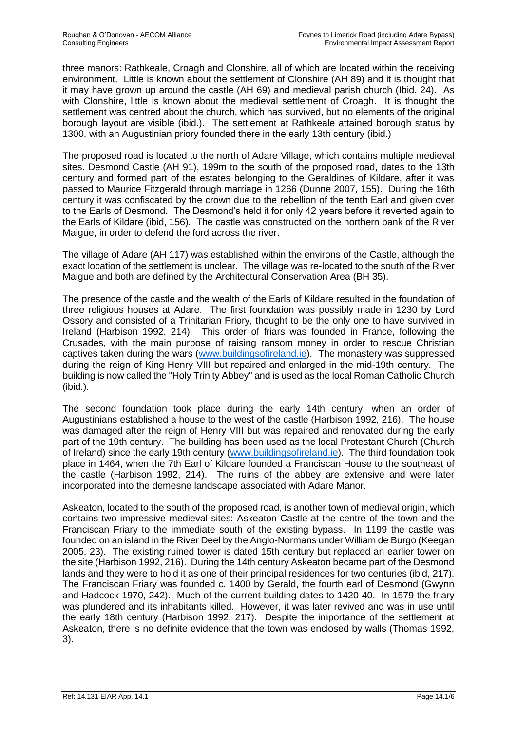three manors: Rathkeale, Croagh and Clonshire, all of which are located within the receiving environment. Little is known about the settlement of Clonshire (AH 89) and it is thought that it may have grown up around the castle (AH 69) and medieval parish church (Ibid. 24). As with Clonshire, little is known about the medieval settlement of Croagh. It is thought the settlement was centred about the church, which has survived, but no elements of the original borough layout are visible (ibid.). The settlement at Rathkeale attained borough status by 1300, with an Augustinian priory founded there in the early 13th century (ibid.)

The proposed road is located to the north of Adare Village, which contains multiple medieval sites. Desmond Castle (AH 91), 199m to the south of the proposed road, dates to the 13th century and formed part of the estates belonging to the Geraldines of Kildare, after it was passed to Maurice Fitzgerald through marriage in 1266 (Dunne 2007, 155). During the 16th century it was confiscated by the crown due to the rebellion of the tenth Earl and given over to the Earls of Desmond. The Desmond's held it for only 42 years before it reverted again to the Earls of Kildare (ibid, 156). The castle was constructed on the northern bank of the River Maigue, in order to defend the ford across the river.

The village of Adare (AH 117) was established within the environs of the Castle, although the exact location of the settlement is unclear. The village was re-located to the south of the River Maigue and both are defined by the Architectural Conservation Area (BH 35).

The presence of the castle and the wealth of the Earls of Kildare resulted in the foundation of three religious houses at Adare. The first foundation was possibly made in 1230 by Lord Ossory and consisted of a Trinitarian Priory, thought to be the only one to have survived in Ireland (Harbison 1992, 214). This order of friars was founded in France, following the Crusades, with the main purpose of raising ransom money in order to rescue Christian captives taken during the wars (www.buildingsofireland.ie). The monastery was suppressed during the reign of King Henry VIII but repaired and enlarged in the mid-19th century. The building is now called the "Holy Trinity Abbey" and is used as the local Roman Catholic Church (ibid.).

The second foundation took place during the early 14th century, when an order of Augustinians established a house to the west of the castle (Harbison 1992, 216). The house was damaged after the reign of Henry VIII but was repaired and renovated during the early part of the 19th century. The building has been used as the local Protestant Church (Church of Ireland) since the early 19th century (www.buildingsofireland.ie). The third foundation took place in 1464, when the 7th Earl of Kildare founded a Franciscan House to the southeast of the castle (Harbison 1992, 214). The ruins of the abbey are extensive and were later incorporated into the demesne landscape associated with Adare Manor.

Askeaton, located to the south of the proposed road, is another town of medieval origin, which contains two impressive medieval sites: Askeaton Castle at the centre of the town and the Franciscan Friary to the immediate south of the existing bypass. In 1199 the castle was founded on an island in the River Deel by the Anglo-Normans under William de Burgo (Keegan 2005, 23). The existing ruined tower is dated 15th century but replaced an earlier tower on the site (Harbison 1992, 216). During the 14th century Askeaton became part of the Desmond lands and they were to hold it as one of their principal residences for two centuries (ibid, 217). The Franciscan Friary was founded c. 1400 by Gerald, the fourth earl of Desmond (Gwynn and Hadcock 1970, 242). Much of the current building dates to 1420-40. In 1579 the friary was plundered and its inhabitants killed. However, it was later revived and was in use until the early 18th century (Harbison 1992, 217). Despite the importance of the settlement at Askeaton, there is no definite evidence that the town was enclosed by walls (Thomas 1992, 3).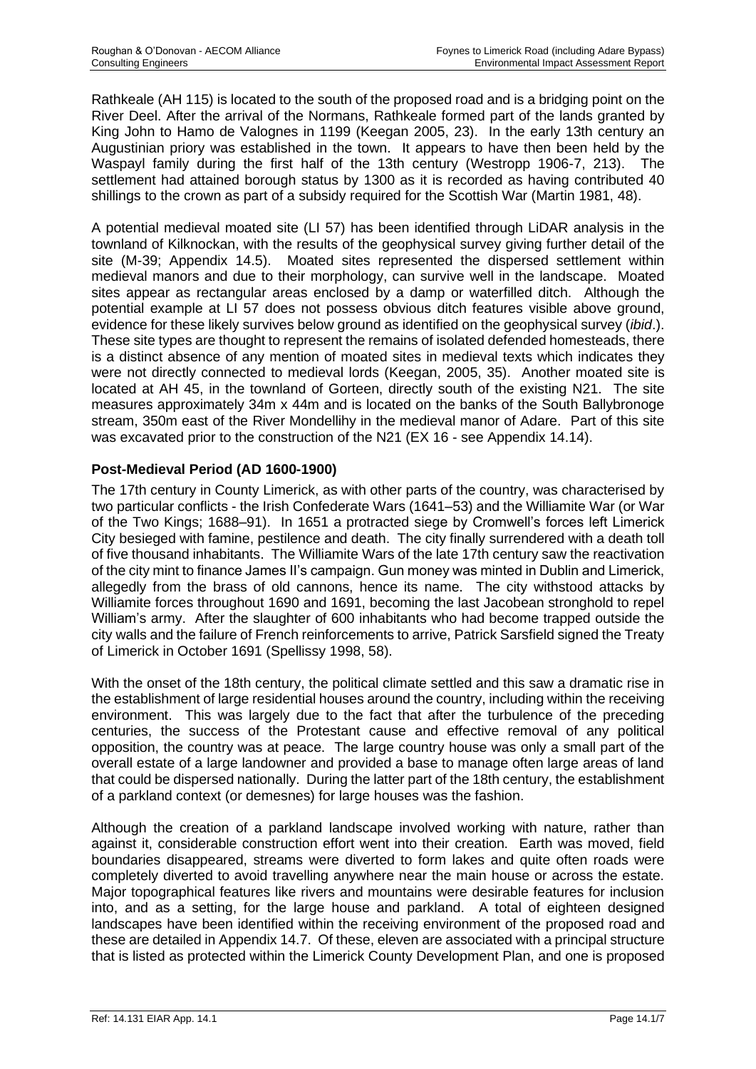Rathkeale (AH 115) is located to the south of the proposed road and is a bridging point on the River Deel. After the arrival of the Normans, Rathkeale formed part of the lands granted by King John to Hamo de Valognes in 1199 (Keegan 2005, 23). In the early 13th century an Augustinian priory was established in the town. It appears to have then been held by the Waspayl family during the first half of the 13th century (Westropp 1906-7, 213). The settlement had attained borough status by 1300 as it is recorded as having contributed 40 shillings to the crown as part of a subsidy required for the Scottish War (Martin 1981, 48).

A potential medieval moated site (LI 57) has been identified through LiDAR analysis in the townland of Kilknockan, with the results of the geophysical survey giving further detail of the site (M-39; Appendix 14.5). Moated sites represented the dispersed settlement within medieval manors and due to their morphology, can survive well in the landscape. Moated sites appear as rectangular areas enclosed by a damp or waterfilled ditch. Although the potential example at LI 57 does not possess obvious ditch features visible above ground, evidence for these likely survives below ground as identified on the geophysical survey (*ibid*.). These site types are thought to represent the remains of isolated defended homesteads, there is a distinct absence of any mention of moated sites in medieval texts which indicates they were not directly connected to medieval lords (Keegan, 2005, 35). Another moated site is located at AH 45, in the townland of Gorteen, directly south of the existing N21. The site measures approximately 34m x 44m and is located on the banks of the South Ballybronoge stream, 350m east of the River Mondellihy in the medieval manor of Adare. Part of this site was excavated prior to the construction of the N21 (EX 16 - see Appendix 14.14).

### Post-Medieval Period (AD 1600-1900)

The 17th century in County Limerick, as with other parts of the country, was characterised by two particular conflicts - the Irish Confederate Wars (1641–53) and the Williamite War (or War of the Two Kings; 1688–91). In 1651 a protracted siege by Cromwell's forces left Limerick City besieged with famine, pestilence and death. The city finally surrendered with a death toll of five thousand inhabitants. The Williamite Wars of the late 17th century saw the reactivation of the city mint to finance James II's campaign. Gun money was minted in Dublin and Limerick, allegedly from the brass of old cannons, hence its name. The city withstood attacks by Williamite forces throughout 1690 and 1691, becoming the last Jacobean stronghold to repel William's army. After the slaughter of 600 inhabitants who had become trapped outside the city walls and the failure of French reinforcements to arrive, Patrick Sarsfield signed the Treaty of Limerick in October 1691 (Spellissy 1998, 58).

With the onset of the 18th century, the political climate settled and this saw a dramatic rise in the establishment of large residential houses around the country, including within the receiving environment. This was largely due to the fact that after the turbulence of the preceding centuries, the success of the Protestant cause and effective removal of any political opposition, the country was at peace. The large country house was only a small part of the overall estate of a large landowner and provided a base to manage often large areas of land that could be dispersed nationally. During the latter part of the 18th century, the establishment of a parkland context (or demesnes) for large houses was the fashion.

Although the creation of a parkland landscape involved working with nature, rather than against it, considerable construction effort went into their creation. Earth was moved, field boundaries disappeared, streams were diverted to form lakes and quite often roads were completely diverted to avoid travelling anywhere near the main house or across the estate. Major topographical features like rivers and mountains were desirable features for inclusion into, and as a setting, for the large house and parkland. A total of eighteen designed landscapes have been identified within the receiving environment of the proposed road and these are detailed in Appendix 14.7. Of these, eleven are associated with a principal structure that is listed as protected within the Limerick County Development Plan, and one is proposed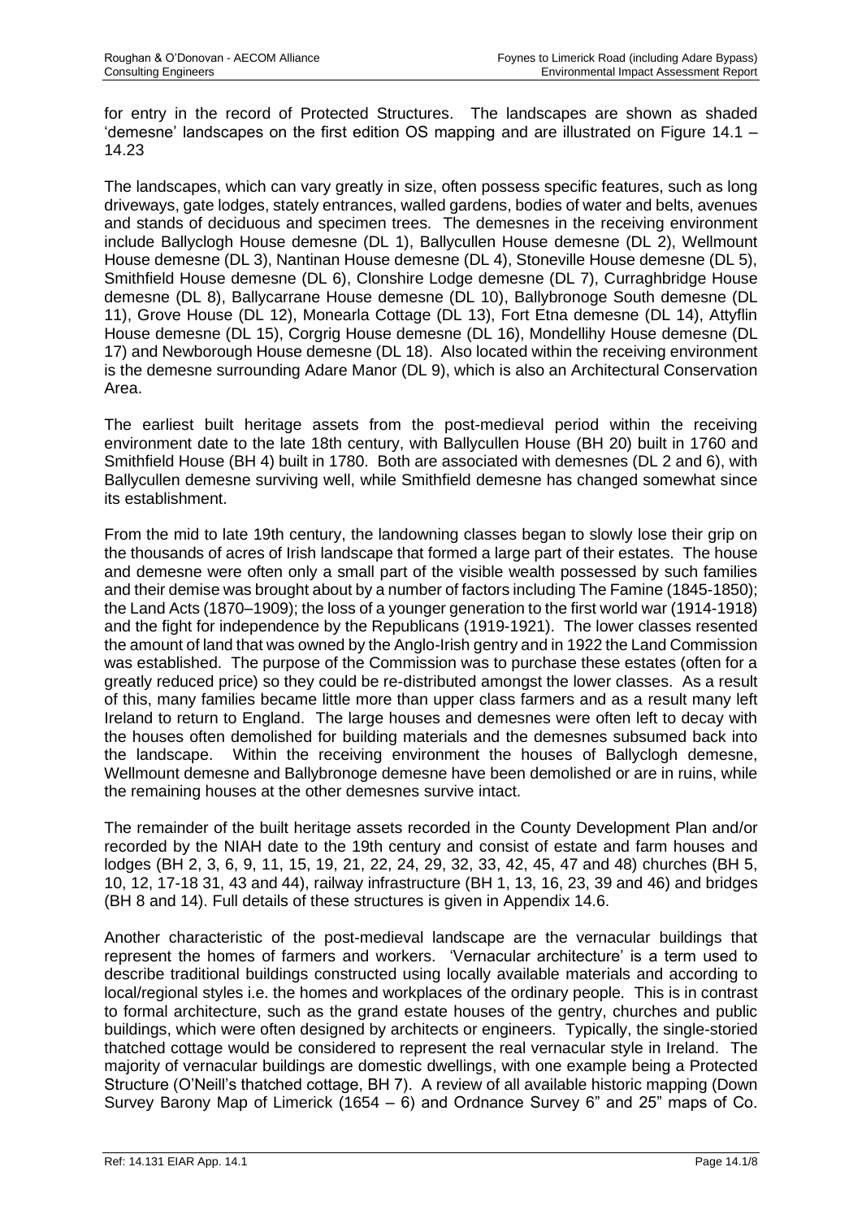for entry in the record of Protected Structures. The landscapes are shown as shaded 'demesne' landscapes on the first edition OS mapping and are illustrated on Figure 14.1 – 14.23

The landscapes, which can vary greatly in size, often possess specific features, such as long driveways, gate lodges, stately entrances, walled gardens, bodies of water and belts, avenues and stands of deciduous and specimen trees. The demesnes in the receiving environment include Ballyclogh House demesne (DL 1), Ballycullen House demesne (DL 2), Wellmount House demesne (DL 3), Nantinan House demesne (DL 4), Stoneville House demesne (DL 5), Smithfield House demesne (DL 6), Clonshire Lodge demesne (DL 7), Curraghbridge House demesne (DL 8), Ballycarrane House demesne (DL 10), Ballybronoge South demesne (DL 11), Grove House (DL 12), Monearla Cottage (DL 13), Fort Etna demesne (DL 14), Attyflin House demesne (DL 15), Corgrig House demesne (DL 16), Mondellihy House demesne (DL 17) and Newborough House demesne (DL 18). Also located within the receiving environment is the demesne surrounding Adare Manor (DL 9), which is also an Architectural Conservation Area.

The earliest built heritage assets from the post-medieval period within the receiving environment date to the late 18th century, with Ballycullen House (BH 20) built in 1760 and Smithfield House (BH 4) built in 1780. Both are associated with demesnes (DL 2 and 6), with Ballycullen demesne surviving well, while Smithfield demesne has changed somewhat since its establishment.

From the mid to late 19th century, the landowning classes began to slowly lose their grip on the thousands of acres of Irish landscape that formed a large part of their estates. The house and demesne were often only a small part of the visible wealth possessed by such families and their demise was brought about by a number of factors including The Famine (1845-1850); the Land Acts (1870–1909); the loss of a younger generation to the first world war (1914-1918) and the fight for independence by the Republicans (1919-1921). The lower classes resented the amount of land that was owned by the Anglo-Irish gentry and in 1922 the Land Commission was established. The purpose of the Commission was to purchase these estates (often for a greatly reduced price) so they could be re-distributed amongst the lower classes. As a result of this, many families became little more than upper class farmers and as a result many left Ireland to return to England. The large houses and demesnes were often left to decay with the houses often demolished for building materials and the demesnes subsumed back into the landscape. Within the receiving environment the houses of Ballyclogh demesne, Wellmount demesne and Ballybronoge demesne have been demolished or are in ruins, while the remaining houses at the other demesnes survive intact.

The remainder of the built heritage assets recorded in the County Development Plan and/or recorded by the NIAH date to the 19th century and consist of estate and farm houses and lodges (BH 2, 3, 6, 9, 11, 15, 19, 21, 22, 24, 29, 32, 33, 42, 45, 47 and 48) churches (BH 5, 10, 12, 17-18 31, 43 and 44), railway infrastructure (BH 1, 13, 16, 23, 39 and 46) and bridges (BH 8 and 14). Full details of these structures is given in Appendix 14.6.

Another characteristic of the post-medieval landscape are the vernacular buildings that represent the homes of farmers and workers. 'Vernacular architecture' is a term used to describe traditional buildings constructed using locally available materials and according to local/regional styles i.e. the homes and workplaces of the ordinary people. This is in contrast to formal architecture, such as the grand estate houses of the gentry, churches and public buildings, which were often designed by architects or engineers. Typically, the single-storied thatched cottage would be considered to represent the real vernacular style in Ireland. The majority of vernacular buildings are domestic dwellings, with one example being a Protected Structure (O'Neill's thatched cottage, BH 7). A review of all available historic mapping (Down Survey Barony Map of Limerick (1654 – 6) and Ordnance Survey 6" and 25" maps of Co.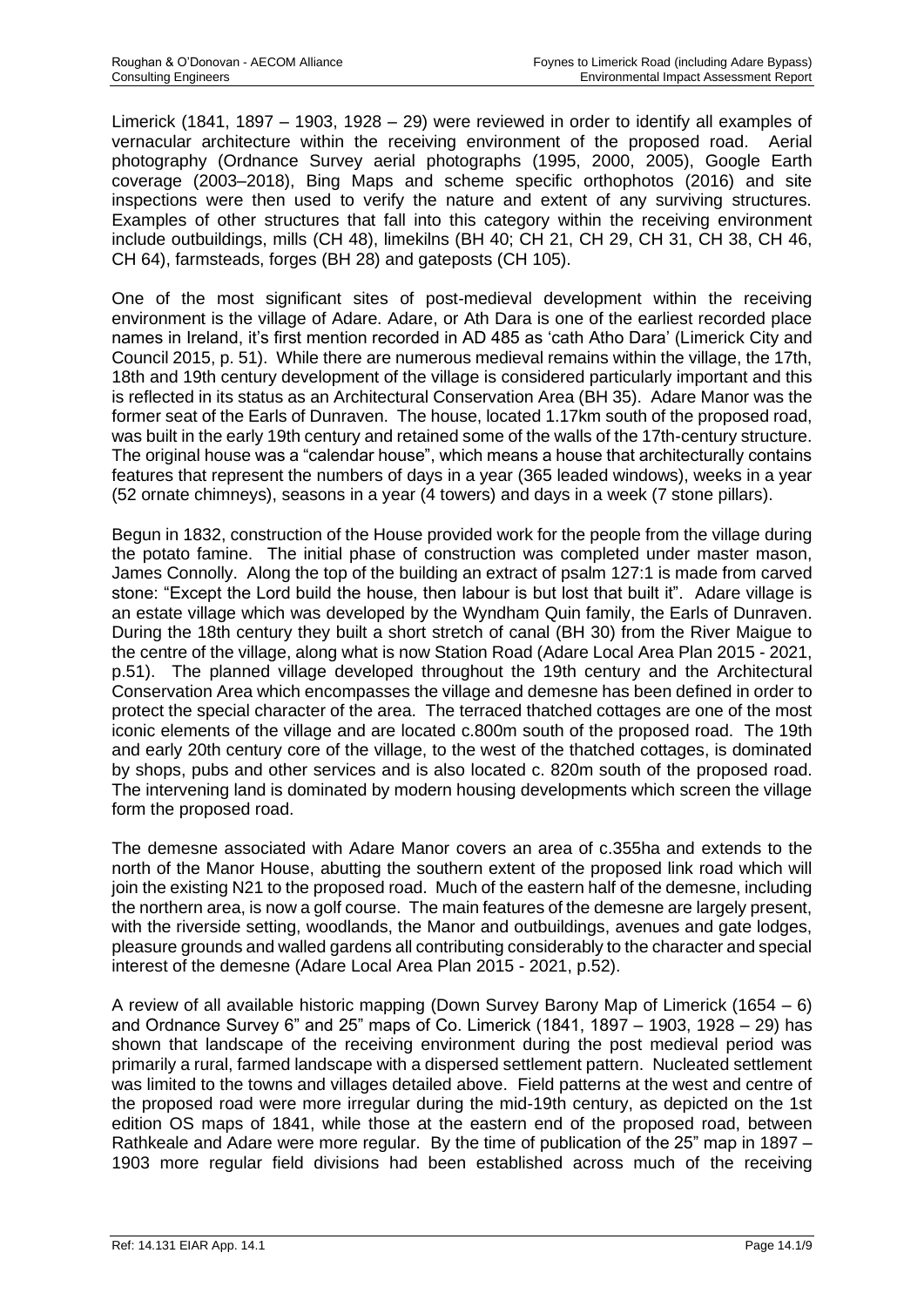Limerick (1841, 1897 – 1903, 1928 – 29) were reviewed in order to identify all examples of vernacular architecture within the receiving environment of the proposed road. Aerial photography (Ordnance Survey aerial photographs (1995, 2000, 2005), Google Earth coverage (2003–2018), Bing Maps and scheme specific orthophotos (2016) and site inspections were then used to verify the nature and extent of any surviving structures. Examples of other structures that fall into this category within the receiving environment include outbuildings, mills (CH 48), limekilns (BH 40; CH 21, CH 29, CH 31, CH 38, CH 46, CH 64), farmsteads, forges (BH 28) and gateposts (CH 105).

One of the most significant sites of post-medieval development within the receiving environment is the village of Adare. Adare, or Ath Dara is one of the earliest recorded place names in Ireland, it's first mention recorded in AD 485 as 'cath Atho Dara' (Limerick City and Council 2015, p. 51). While there are numerous medieval remains within the village, the 17th, 18th and 19th century development of the village is considered particularly important and this is reflected in its status as an Architectural Conservation Area (BH 35). Adare Manor was the former seat of the Earls of Dunraven. The house, located 1.17km south of the proposed road, was built in the early 19th century and retained some of the walls of the 17th-century structure. The original house was a "calendar house", which means a house that architecturally contains features that represent the numbers of days in a year (365 leaded windows), weeks in a year (52 ornate chimneys), seasons in a year (4 towers) and days in a week (7 stone pillars).

Begun in 1832, construction of the House provided work for the people from the village during the potato famine. The initial phase of construction was completed under master mason, James Connolly. Along the top of the building an extract of psalm 127:1 is made from carved stone: "Except the Lord build the house, then labour is but lost that built it". Adare village is an estate village which was developed by the Wyndham Quin family, the Earls of Dunraven. During the 18th century they built a short stretch of canal (BH 30) from the River Maigue to the centre of the village, along what is now Station Road (Adare Local Area Plan 2015 - 2021, p.51). The planned village developed throughout the 19th century and the Architectural Conservation Area which encompasses the village and demesne has been defined in order to protect the special character of the area. The terraced thatched cottages are one of the most iconic elements of the village and are located c.800m south of the proposed road. The 19th and early 20th century core of the village, to the west of the thatched cottages, is dominated by shops, pubs and other services and is also located c. 820m south of the proposed road. The intervening land is dominated by modern housing developments which screen the village form the proposed road.

The demesne associated with Adare Manor covers an area of c.355ha and extends to the north of the Manor House, abutting the southern extent of the proposed link road which will join the existing N21 to the proposed road. Much of the eastern half of the demesne, including the northern area, is now a golf course. The main features of the demesne are largely present, with the riverside setting, woodlands, the Manor and outbuildings, avenues and gate lodges, pleasure grounds and walled gardens all contributing considerably to the character and special interest of the demesne (Adare Local Area Plan 2015 - 2021, p.52).

A review of all available historic mapping (Down Survey Barony Map of Limerick (1654 – 6) and Ordnance Survey 6" and 25" maps of Co. Limerick (1841, 1897 – 1903, 1928 – 29) has shown that landscape of the receiving environment during the post medieval period was primarily a rural, farmed landscape with a dispersed settlement pattern. Nucleated settlement was limited to the towns and villages detailed above. Field patterns at the west and centre of the proposed road were more irregular during the mid-19th century, as depicted on the 1st edition OS maps of 1841, while those at the eastern end of the proposed road, between Rathkeale and Adare were more regular. By the time of publication of the 25" map in 1897 – 1903 more regular field divisions had been established across much of the receiving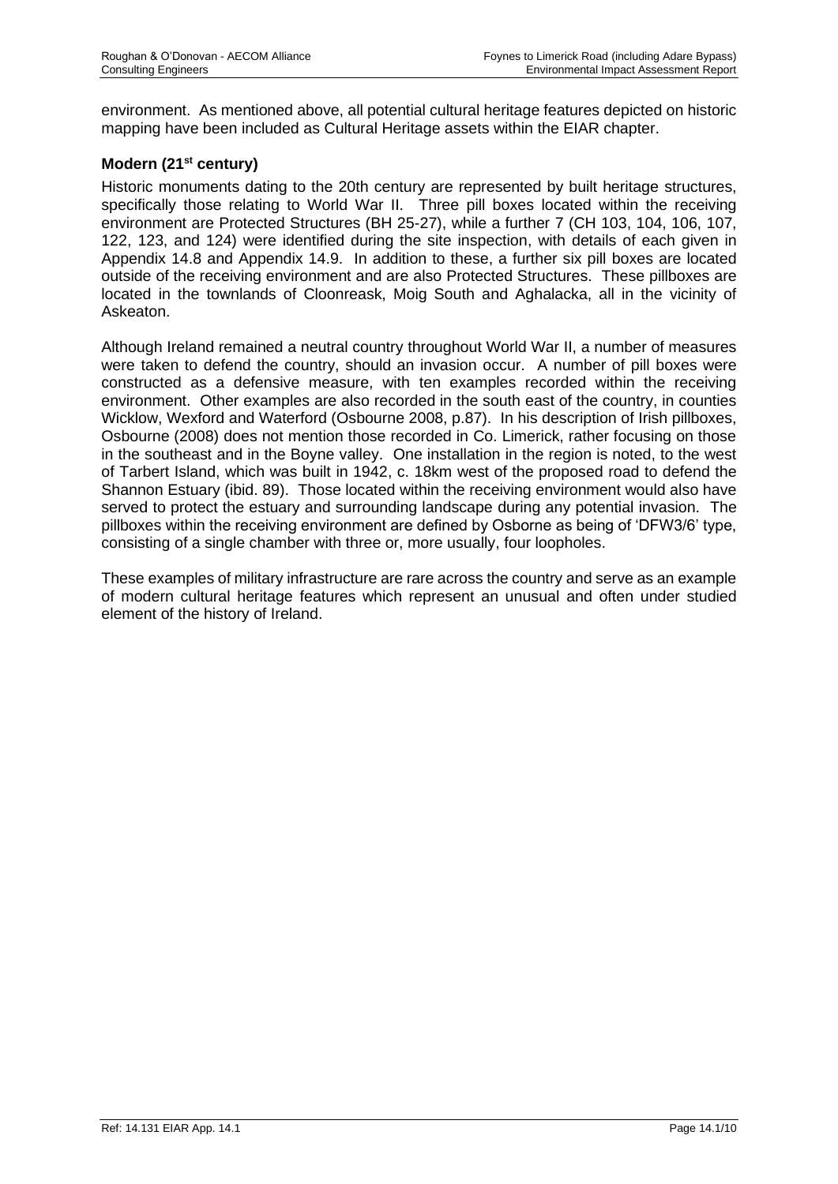environment. As mentioned above, all potential cultural heritage features depicted on historic mapping have been included as Cultural Heritage assets within the EIAR chapter.

**Modern (21st century)**

Historic monuments dating to the 20th century are represented by built heritage structures, specifically those relating to World War II. Three pill boxes located within the receiving environment are Protected Structures (BH 25-27), while a further 7 (CH 103, 104, 106, 107, 122, 123, and 124) were identified during the site inspection, with details of each given in Appendix 14.8 and Appendix 14.9. In addition to these, a further six pill boxes are located outside of the receiving environment and are also Protected Structures. These pillboxes are located in the townlands of Cloonreask, Moig South and Aghalacka, all in the vicinity of Askeaton.

Although Ireland remained a neutral country throughout World War II, a number of measures were taken to defend the country, should an invasion occur. A number of pill boxes were constructed as a defensive measure, with ten examples recorded within the receiving environment. Other examples are also recorded in the south east of the country, in counties Wicklow, Wexford and Waterford (Osbourne 2008, p.87). In his description of Irish pillboxes, Osbourne (2008) does not mention those recorded in Co. Limerick, rather focusing on those in the southeast and in the Boyne valley. One installation in the region is noted, to the west of Tarbert Island, which was built in 1942, c. 18km west of the proposed road to defend the Shannon Estuary (ibid. 89). Those located within the receiving environment would also have served to protect the estuary and surrounding landscape during any potential invasion. The pillboxes within the receiving environment are defined by Osborne as being of 'DFW3/6' type, consisting of a single chamber with three or, more usually, four loopholes.

These examples of military infrastructure are rare across the country and serve as an example of modern cultural heritage features which represent an unusual and often under studied element of the history of Ireland.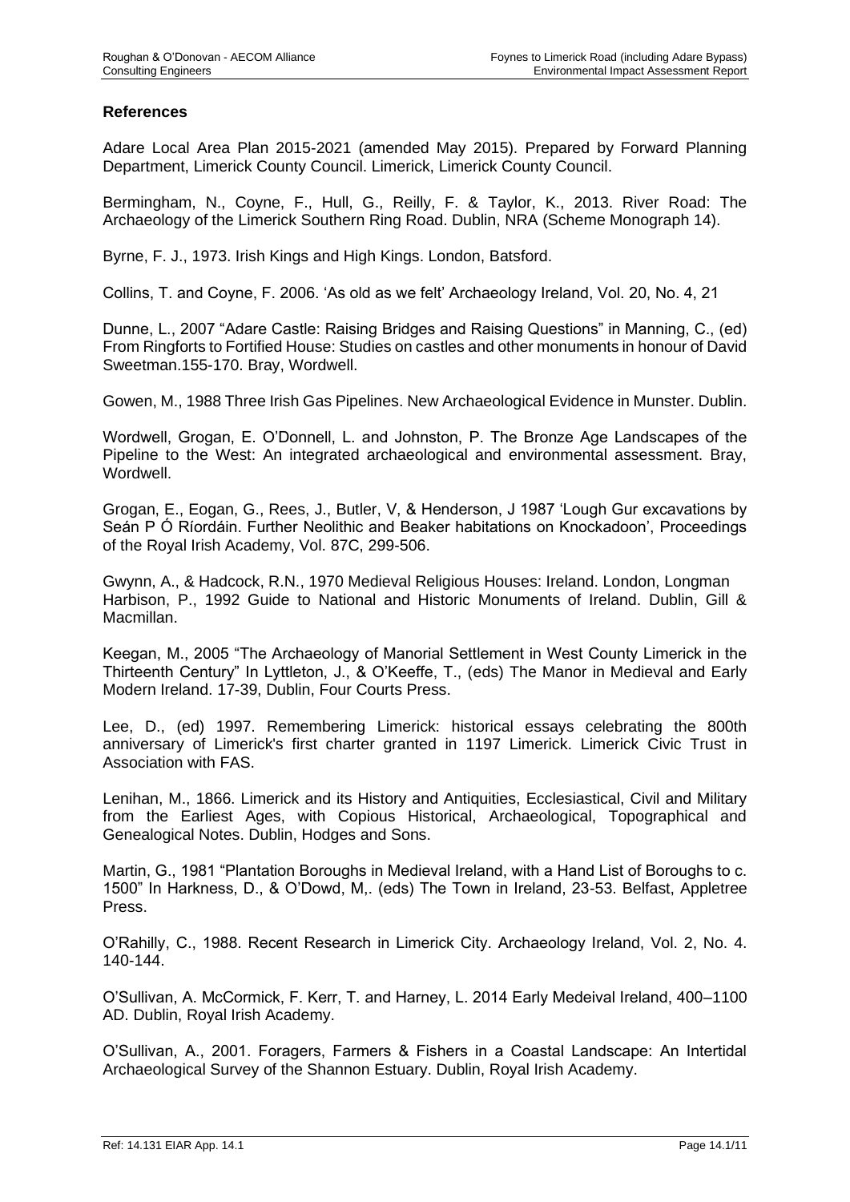### References

Adare Local Area Plan 2015-2021 (amended May 2015). Prepared by Forward Planning Department, Limerick County Council. Limerick, Limerick County Council.

Bermingham, N., Coyne, F., Hull, G., Reilly, F. & Taylor, K., 2013. River Road: The Archaeology of the Limerick Southern Ring Road. Dublin, NRA (Scheme Monograph 14).

Byrne, F. J., 1973. Irish Kings and High Kings. London, Batsford.

Collins, T. and Coyne, F. 2006. 'As old as we felt' Archaeology Ireland, Vol. 20, No. 4, 21

Dunne, L., 2007 "Adare Castle: Raising Bridges and Raising Questions" in Manning, C., (ed) From Ringforts to Fortified House: Studies on castles and other monuments in honour of David Sweetman.155-170. Bray, Wordwell.

Gowen, M., 1988 Three Irish Gas Pipelines. New Archaeological Evidence in Munster. Dublin.

Wordwell, Grogan, E. O'Donnell, L. and Johnston, P. The Bronze Age Landscapes of the Pipeline to the West: An integrated archaeological and environmental assessment. Bray, Wordwell.

Grogan, E., Eogan, G., Rees, J., Butler, V, & Henderson, J 1987 'Lough Gur excavations by Seán P Ó Ríordáin. Further Neolithic and Beaker habitations on Knockadoon', Proceedings of the Royal Irish Academy, Vol. 87C, 299-506.

Gwynn, A., & Hadcock, R.N., 1970 Medieval Religious Houses: Ireland. London, Longman Harbison, P., 1992 Guide to National and Historic Monuments of Ireland. Dublin, Gill & Macmillan.

Keegan, M., 2005 "The Archaeology of Manorial Settlement in West County Limerick in the Thirteenth Century" In Lyttleton, J., & O'Keeffe, T., (eds) The Manor in Medieval and Early Modern Ireland. 17-39, Dublin, Four Courts Press.

Lee, D., (ed) 1997. Remembering Limerick: historical essays celebrating the 800th anniversary of Limerick's first charter granted in 1197 Limerick. Limerick Civic Trust in Association with FAS.

Lenihan, M., 1866. Limerick and its History and Antiquities, Ecclesiastical, Civil and Military from the Earliest Ages, with Copious Historical, Archaeological, Topographical and Genealogical Notes. Dublin, Hodges and Sons.

Martin, G., 1981 "Plantation Boroughs in Medieval Ireland, with a Hand List of Boroughs to c. 1500" In Harkness, D., & O'Dowd, M,. (eds) The Town in Ireland, 23-53. Belfast, Appletree Press.

O'Rahilly, C., 1988. Recent Research in Limerick City. Archaeology Ireland, Vol. 2, No. 4. 140-144.

O'Sullivan, A. McCormick, F. Kerr, T. and Harney, L. 2014 Early Medeival Ireland, 400–1100 AD. Dublin, Royal Irish Academy.

O'Sullivan, A., 2001. Foragers, Farmers & Fishers in a Coastal Landscape: An Intertidal Archaeological Survey of the Shannon Estuary. Dublin, Royal Irish Academy.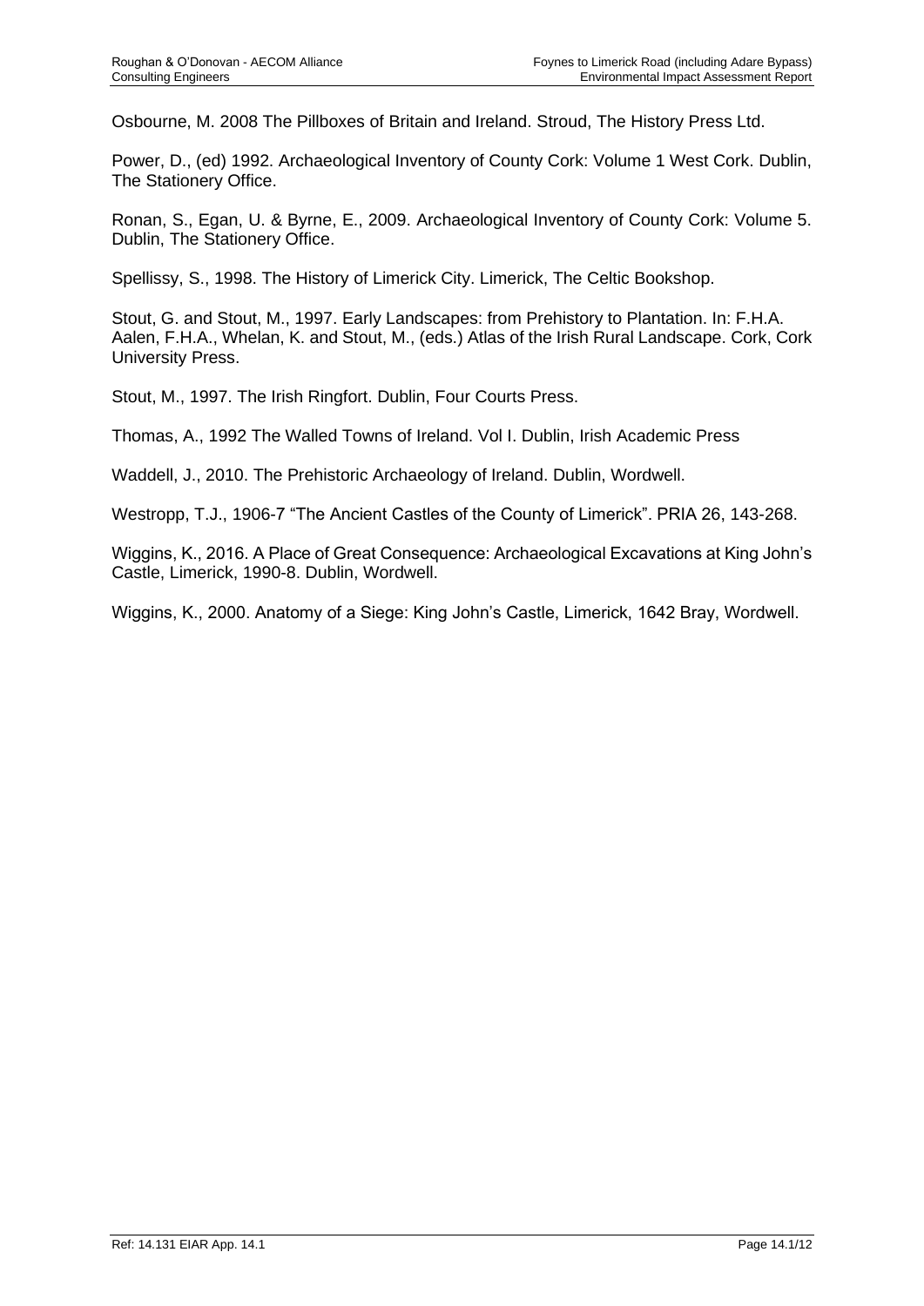Osbourne, M. 2008 The Pillboxes of Britain and Ireland. Stroud, The History Press Ltd.

Power, D., (ed) 1992. Archaeological Inventory of County Cork: Volume 1 West Cork. Dublin, The Stationery Office.

Ronan, S., Egan, U. & Byrne, E., 2009. Archaeological Inventory of County Cork: Volume 5. Dublin, The Stationery Office.

Spellissy, S., 1998. The History of Limerick City. Limerick, The Celtic Bookshop.

Stout, G. and Stout, M., 1997. Early Landscapes: from Prehistory to Plantation. In: F.H.A. Aalen, F.H.A., Whelan, K. and Stout, M., (eds.) Atlas of the Irish Rural Landscape. Cork, Cork University Press.

Stout, M., 1997. The Irish Ringfort. Dublin, Four Courts Press.

Thomas, A., 1992 The Walled Towns of Ireland. Vol I. Dublin, Irish Academic Press

Waddell, J., 2010. The Prehistoric Archaeology of Ireland. Dublin, Wordwell.

Westropp, T.J., 1906-7 "The Ancient Castles of the County of Limerick". PRIA 26, 143-268.

Wiggins, K., 2016. A Place of Great Consequence: Archaeological Excavations at King John's Castle, Limerick, 1990-8. Dublin, Wordwell.

Wiggins, K., 2000. Anatomy of a Siege: King John's Castle, Limerick, 1642 Bray, Wordwell.